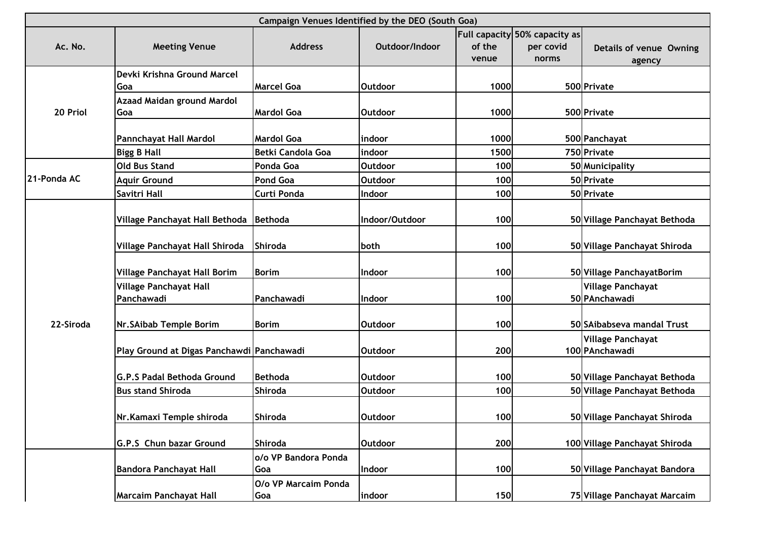| Campaign Venues Identified by the DEO (South Goa) | | | | | | |
|---|---|---|---|---|---|---|
| Ac. No. | Meeting Venue | Address | Outdoor/Indoor | Full capacity of the venue | 50% capacity as per covid norms | Details of venue Owning agency |
| 20 Priol | Devki Krishna Ground Marcel Goa | Marcel Goa | Outdoor | 1000 | 500 | Private |
| | Azaad Maidan ground Mardol Goa | Mardol Goa | Outdoor | 1000 | 500 | Private |
| | Pannchayat Hall Mardol | Mardol Goa | indoor | 1000 | 500 | Panchayat |
| | Bigg B Hall | Betki Candola Goa | indoor | 1500 | 750 | Private |
| 21-Ponda AC | Old Bus Stand | Ponda Goa | Outdoor | 100 | 50 | Municipality |
| | Aquir Ground | Pond Goa | Outdoor | 100 | 50 | Private |
| | Savitri Hall | Curti Ponda | Indoor | 100 | 50 | Private |
| 22-Siroda | Village Panchayat Hall Bethoda | Bethoda | Indoor/Outdoor | 100 | 50 | Village Panchayat Bethoda |
| | Village Panchayat Hall Shiroda | Shiroda | both | 100 | 50 | Village Panchayat Shiroda |
| | Village Panchayat Hall Borim | Borim | Indoor | 100 | 50 | Village PanchayatBorim |
| | Village Panchayat Hall Panchawadi | Panchawadi | Indoor | 100 | 50 | Village Panchayat PAnchawadi |
| | Nr.SAibab Temple Borim | Borim | Outdoor | 100 | 50 | SAibabseva mandal Trust |
| | Play Ground at Digas Panchawdi | Panchawadi | Outdoor | 200 | 100 | Village Panchayat PAnchawadi |
| | G.P.S Padal Bethoda Ground | Bethoda | Outdoor | 100 | 50 | Village Panchayat Bethoda |
| | Bus stand Shiroda | Shiroda | Outdoor | 100 | 50 | Village Panchayat Bethoda |
| | Nr.Kamaxi Temple shiroda | Shiroda | Outdoor | 100 | 50 | Village Panchayat Shiroda |
| | G.P.S Chun bazar Ground | Shiroda | Outdoor | 200 | 100 | Village Panchayat Shiroda |
| | Bandora Panchayat Hall | o/o VP Bandora Ponda Goa | Indoor | 100 | 50 | Village Panchayat Bandora |
| | Marcaim Panchayat Hall | O/o VP Marcaim Ponda Goa | indoor | 150 | 75 | Village Panchayat Marcaim |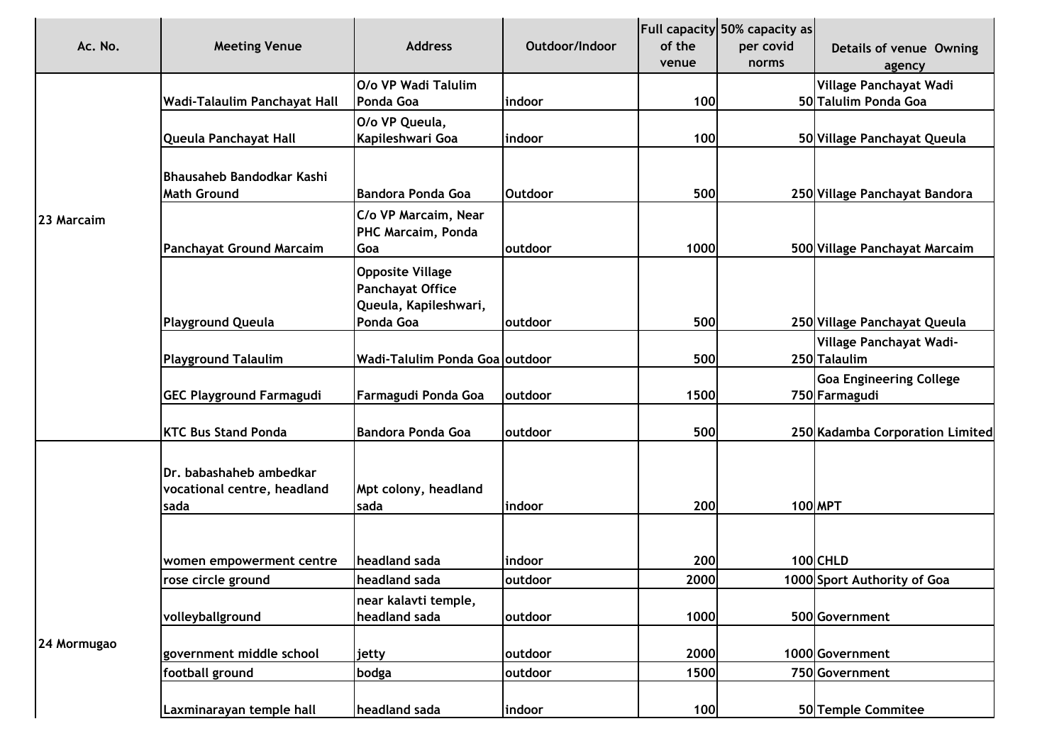| Ac. No. | Meeting Venue | Address | Outdoor/Indoor | Full capacity of the venue | 50% capacity as per covid norms | Details of venue Owning agency |
|---|---|---|---|---|---|---|
| 23 Marcaim | Wadi-Talaulim Panchayat Hall | O/o VP Wadi Talulim Ponda Goa | indoor | 100 | 50 | Village Panchayat Wadi Talulim Ponda Goa |
| | Queula Panchayat Hall | O/o VP Queula, Kapileshwari Goa | indoor | 100 | 50 | Village Panchayat Queula |
| | Bhausaheb Bandodkar Kashi Math Ground | Bandora Ponda Goa | Outdoor | 500 | 250 | Village Panchayat Bandora |
| | Panchayat Ground Marcaim | C/o VP Marcaim, Near PHC Marcaim, Ponda Goa | outdoor | 1000 | 500 | Village Panchayat Marcaim |
| | Playground Queula | Opposite Village Panchayat Office Queula, Kapileshwari, Ponda Goa | outdoor | 500 | 250 | Village Panchayat Queula |
| | Playground Talaulim | Wadi-Talulim Ponda Goa | outdoor | 500 | 250 | Village Panchayat Wadi-Talaulim |
| | GEC Playground Farmagudi | Farmagudi Ponda Goa | outdoor | 1500 | 750 | Goa Engineering College Farmagudi |
| | KTC Bus Stand Ponda | Bandora Ponda Goa | outdoor | 500 | 250 | Kadamba Corporation Limited |
| 24 Mormugao | Dr. babashaheb ambedkar vocational centre, headland sada | Mpt colony, headland sada | indoor | 200 | 100 | MPT |
| | women empowerment centre | headland sada | indoor | 200 | 100 | CHLD |
| | rose circle ground | headland sada | outdoor | 2000 | 1000 | Sport Authority of Goa |
| | volleyballground | near kalavti temple, headland sada | outdoor | 1000 | 500 | Government |
| | government middle school | jetty | outdoor | 2000 | 1000 | Government |
| | football ground | bodga | outdoor | 1500 | 750 | Government |
| | Laxminarayan temple hall | headland sada | indoor | 100 | 50 | Temple Commitee |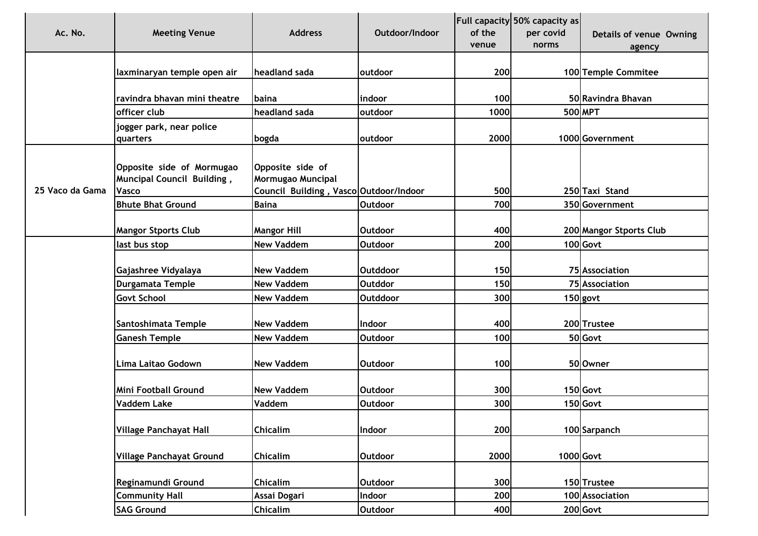| Ac. No. | Meeting Venue | Address | Outdoor/Indoor | Full capacity of the venue | 50% capacity as per covid norms | Details of venue Owning agency |
|---|---|---|---|---|---|---|
| | laxminaryan temple open air | headland sada | outdoor | 200 | 100 | Temple Commitee |
| | ravindra bhavan mini theatre | baina | indoor | 100 | 50 | Ravindra Bhavan |
| | officer club | headland sada | outdoor | 1000 | 500 | MPT |
| | jogger park, near police quarters | bogda | outdoor | 2000 | 1000 | Government |
| 25 Vaco da Gama | Opposite side of Mormugao Muncipal Council Building , Vasco | Opposite side of Mormugao Muncipal Council Building , Vasco | Outdoor/Indoor | 500 | 250 | Taxi Stand |
| | Bhute Bhat Ground | Baina | Outdoor | 700 | 350 | Government |
| | Mangor Stports Club | Mangor Hill | Outdoor | 400 | 200 | Mangor Stports Club |
| | last bus stop | New Vaddem | Outdoor | 200 | 100 | Govt |
| | Gajashree Vidyalaya | New Vaddem | Outddoor | 150 | 75 | Association |
| | Durgamata Temple | New Vaddem | Outddor | 150 | 75 | Association |
| | Govt School | New Vaddem | Outddoor | 300 | 150 | govt |
| | Santoshimata Temple | New Vaddem | Indoor | 400 | 200 | Trustee |
| | Ganesh Temple | New Vaddem | Outdoor | 100 | 50 | Govt |
| | Lima Laitao Godown | New Vaddem | Outdoor | 100 | 50 | Owner |
| | Mini Football Ground | New Vaddem | Outdoor | 300 | 150 | Govt |
| | Vaddem Lake | Vaddem | Outdoor | 300 | 150 | Govt |
| | Village Panchayat Hall | Chicalim | Indoor | 200 | 100 | Sarpanch |
| | Village Panchayat Ground | Chicalim | Outdoor | 2000 | 1000 | Govt |
| | Reginamundi Ground | Chicalim | Outdoor | 300 | 150 | Trustee |
| | Community Hall | Assai Dogari | Indoor | 200 | 100 | Association |
| | SAG Ground | Chicalim | Outdoor | 400 | 200 | Govt |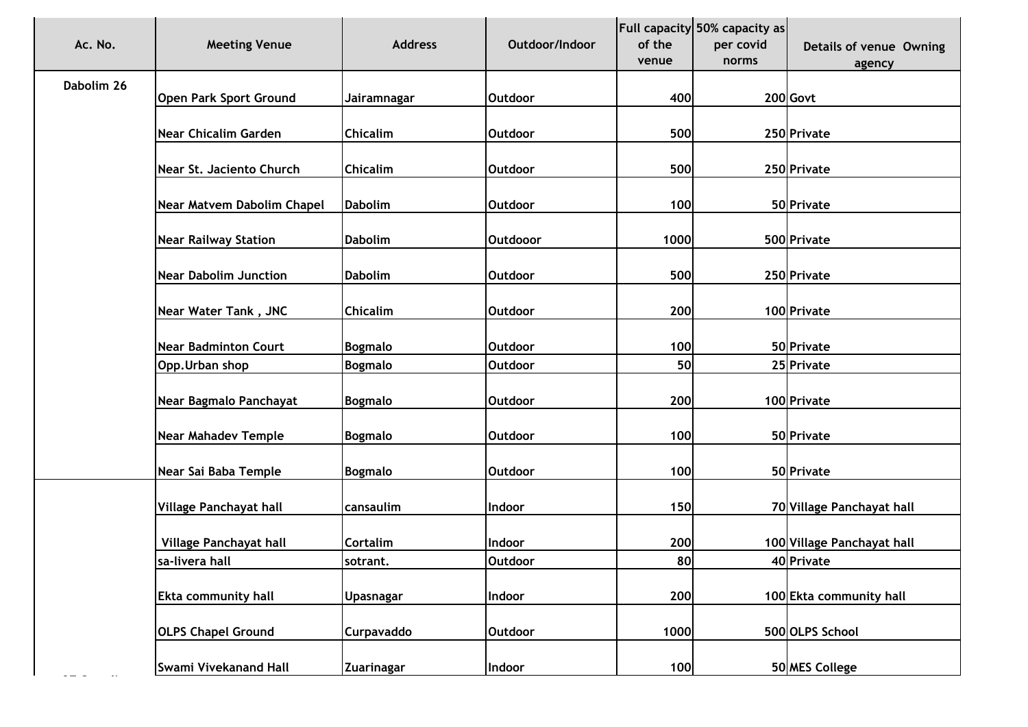| Ac. No. | Meeting Venue | Address | Outdoor/Indoor | Full capacity of the venue | 50% capacity as per covid norms | Details of venue Owning agency |
|---|---|---|---|---|---|---|
| Dabolim 26 | Open Park Sport Ground | Jairamnagar | Outdoor | 400 | 200 | Govt |
| | Near Chicalim Garden | Chicalim | Outdoor | 500 | 250 | Private |
| | Near St. Jaciento Church | Chicalim | Outdoor | 500 | 250 | Private |
| | Near Matvem Dabolim Chapel | Dabolim | Outdoor | 100 | 50 | Private |
| | Near Railway Station | Dabolim | Outdooor | 1000 | 500 | Private |
| | Near Dabolim Junction | Dabolim | Outdoor | 500 | 250 | Private |
| | Near Water Tank , JNC | Chicalim | Outdoor | 200 | 100 | Private |
| | Near Badminton Court | Bogmalo | Outdoor | 100 | 50 | Private |
| | Opp.Urban shop | Bogmalo | Outdoor | 50 | 25 | Private |
| | Near Bagmalo Panchayat | Bogmalo | Outdoor | 200 | 100 | Private |
| | Near Mahadev Temple | Bogmalo | Outdoor | 100 | 50 | Private |
| | Near Sai Baba Temple | Bogmalo | Outdoor | 100 | 50 | Private |
| | Village Panchayat hall | cansaulim | Indoor | 150 | 70 | Village Panchayat hall |
| | Village Panchayat hall | Cortalim | Indoor | 200 | 100 | Village Panchayat hall |
| | sa-livera hall | sotrant. | Outdoor | 80 | 40 | Private |
| | Ekta community hall | Upasnagar | Indoor | 200 | 100 | Ekta community hall |
| | OLPS Chapel Ground | Curpavaddo | Outdoor | 1000 | 500 | OLPS School |
| | Swami Vivekanand Hall | Zuarinagar | Indoor | 100 | 50 | MES College |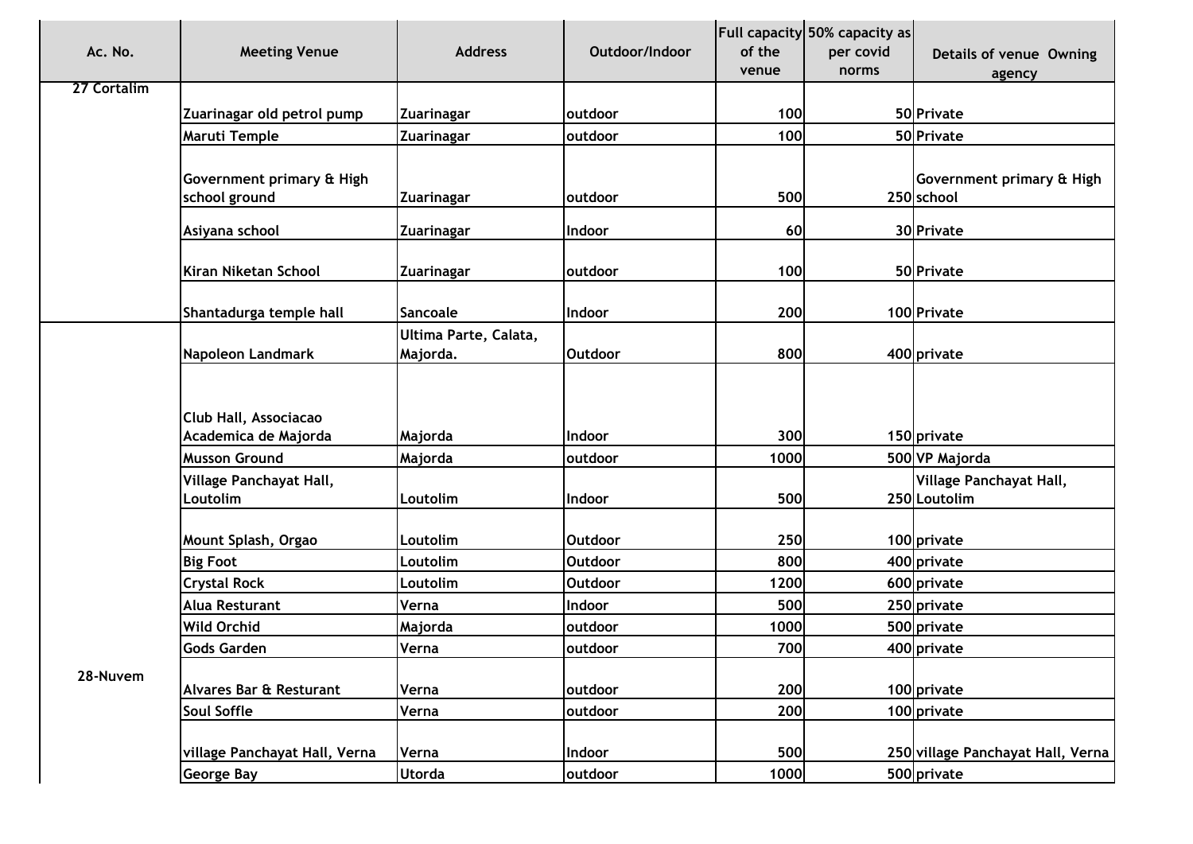| Ac. No. | Meeting Venue | Address | Outdoor/Indoor | Full capacity of the venue | 50% capacity as per covid norms | Details of venue Owning agency |
|---|---|---|---|---|---|---|
| 27 Cortalim | | | | | | |
| | Zuarinagar old petrol pump | Zuarinagar | outdoor | 100 | 50 | Private |
| | Maruti Temple | Zuarinagar | outdoor | 100 | 50 | Private |
| | Government primary & High school ground | Zuarinagar | outdoor | 500 | 250 | Government primary & High school |
| | Asiyana school | Zuarinagar | Indoor | 60 | 30 | Private |
| | Kiran Niketan School | Zuarinagar | outdoor | 100 | 50 | Private |
| | Shantadurga temple hall | Sancoale | Indoor | 200 | 100 | Private |
| 28-Nuvem | Napoleon Landmark | Ultima Parte, Calata, Majorda. | Outdoor | 800 | 400 | private |
| | Club Hall, Associacao Academica de Majorda | Majorda | Indoor | 300 | 150 | private |
| | Musson Ground | Majorda | outdoor | 1000 | 500 | VP Majorda |
| | Village Panchayat Hall, Loutolim | Loutolim | Indoor | 500 | 250 | Village Panchayat Hall, Loutolim |
| | Mount Splash, Orgao | Loutolim | Outdoor | 250 | 100 | private |
| | Big Foot | Loutolim | Outdoor | 800 | 400 | private |
| | Crystal Rock | Loutolim | Outdoor | 1200 | 600 | private |
| | Alua Resturant | Verna | Indoor | 500 | 250 | private |
| | Wild Orchid | Majorda | outdoor | 1000 | 500 | private |
| | Gods Garden | Verna | outdoor | 700 | 400 | private |
| | Alvares Bar & Resturant | Verna | outdoor | 200 | 100 | private |
| | Soul Soffle | Verna | outdoor | 200 | 100 | private |
| | village Panchayat Hall, Verna | Verna | Indoor | 500 | 250 | village Panchayat Hall, Verna |
| | George Bay | Utorda | outdoor | 1000 | 500 | private |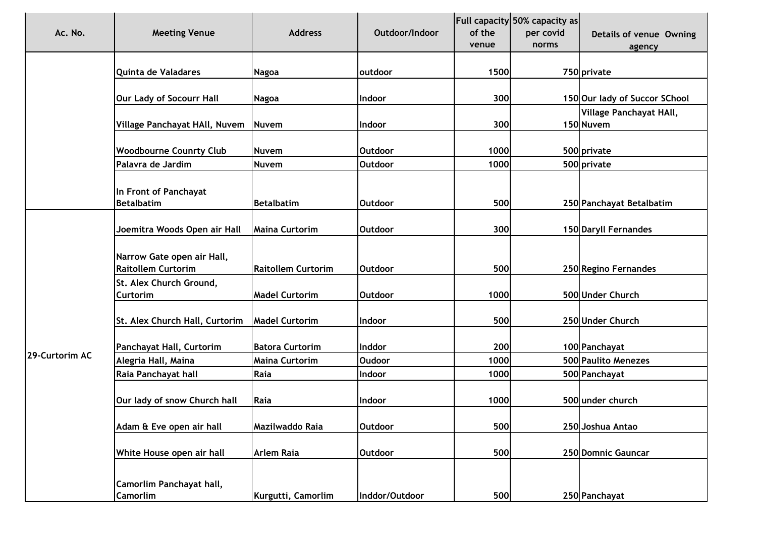| Ac. No. | Meeting Venue | Address | Outdoor/Indoor | Full capacity of the venue | 50% capacity as per covid norms | Details of venue Owning agency |
|---|---|---|---|---|---|---|
| | Quinta de Valadares | Nagoa | outdoor | 1500 | 750 | private |
| | Our Lady of Socourr Hall | Nagoa | Indoor | 300 | 150 | Our lady of Succor SChool |
| | Village Panchayat HAll, Nuvem | Nuvem | Indoor | 300 | 150 | Village Panchayat HAll, Nuvem |
| | Woodbourne Counrty Club | Nuvem | Outdoor | 1000 | 500 | private |
| | Palavra de Jardim | Nuvem | Outdoor | 1000 | 500 | private |
| | In Front of Panchayat Betalbatim | Betalbatim | Outdoor | 500 | 250 | Panchayat Betalbatim |
| 29-Curtorim AC | Joemitra Woods Open air Hall | Maina Curtorim | Outdoor | 300 | 150 | Daryll Fernandes |
| | Narrow Gate open air Hall, Raitollem Curtorim | Raitollem Curtorim | Outdoor | 500 | 250 | Regino Fernandes |
| | St. Alex Church Ground, Curtorim | Madel Curtorim | Outdoor | 1000 | 500 | Under Church |
| | St. Alex Church Hall, Curtorim | Madel Curtorim | Indoor | 500 | 250 | Under Church |
| | Panchayat Hall, Curtorim | Batora Curtorim | Inddor | 200 | 100 | Panchayat |
| | Alegria Hall, Maina | Maina Curtorim | Oudoor | 1000 | 500 | Paulito Menezes |
| | Raia Panchayat hall | Raia | Indoor | 1000 | 500 | Panchayat |
| | Our lady of snow Church hall | Raia | Indoor | 1000 | 500 | under church |
| | Adam & Eve open air hall | Mazilwaddo Raia | Outdoor | 500 | 250 | Joshua Antao |
| | White House open air hall | Arlem Raia | Outdoor | 500 | 250 | Domnic Gauncar |
| | Camorlim Panchayat hall, Camorlim | Kurgutti, Camorlim | Inddor/Outdoor | 500 | 250 | Panchayat |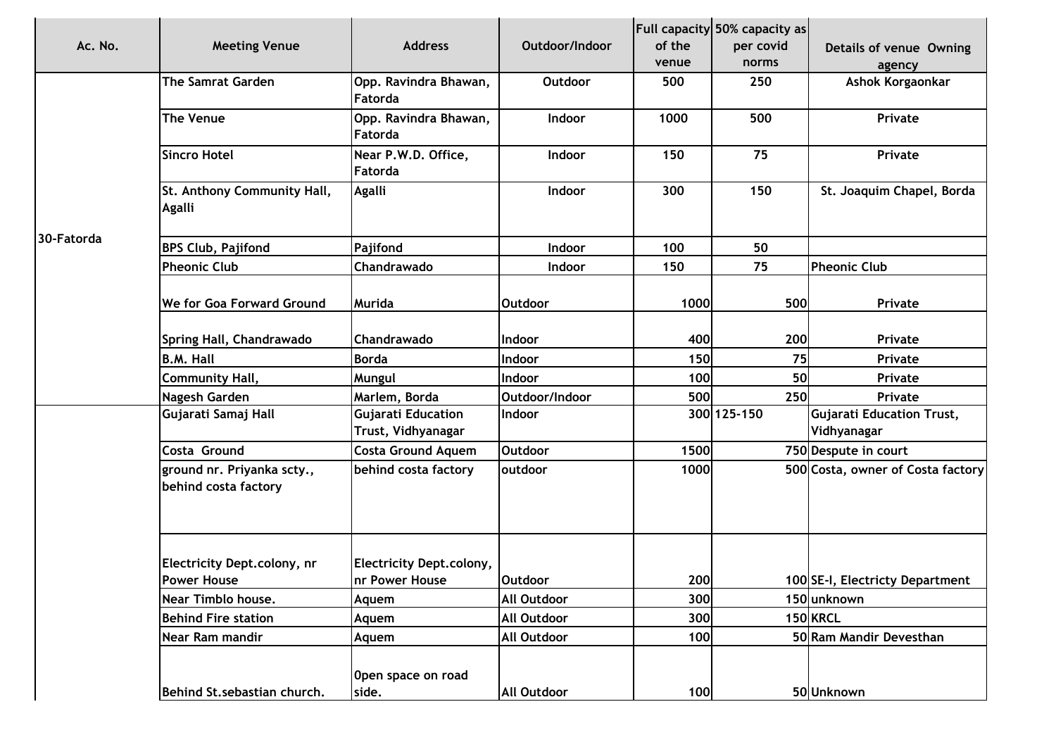| Ac. No. | Meeting Venue | Address | Outdoor/Indoor | Full capacity of the venue | 50% capacity as per covid norms | Details of venue Owning agency |
|---|---|---|---|---|---|---|
| 30-Fatorda | The Samrat Garden | Opp. Ravindra Bhawan, Fatorda | Outdoor | 500 | 250 | Ashok Korgaonkar |
| | The Venue | Opp. Ravindra Bhawan, Fatorda | Indoor | 1000 | 500 | Private |
| | Sincro Hotel | Near P.W.D. Office, Fatorda | Indoor | 150 | 75 | Private |
| | St. Anthony Community Hall, Agalli | Agalli | Indoor | 300 | 150 | St. Joaquim Chapel, Borda |
| | BPS Club, Pajifond | Pajifond | Indoor | 100 | 50 | |
| | Pheonic Club | Chandrawado | Indoor | 150 | 75 | Pheonic Club |
| | We for Goa Forward Ground | Murida | Outdoor | 1000 | 500 | Private |
| | Spring Hall, Chandrawado | Chandrawado | Indoor | 400 | 200 | Private |
| | B.M. Hall | Borda | Indoor | 150 | 75 | Private |
| | Community Hall, | Mungul | Indoor | 100 | 50 | Private |
| | Nagesh Garden | Marlem, Borda | Outdoor/Indoor | 500 | 250 | Private |
| | Gujarati Samaj Hall | Gujarati Education Trust, Vidhyanagar | Indoor | 300 | 125-150 | Gujarati Education Trust, Vidhyanagar |
| | Costa Ground | Costa Ground Aquem | Outdoor | 1500 | 750 | Despute in court |
| | ground nr. Priyanka scty., behind costa factory | behind costa factory | outdoor | 1000 | 500 | Costa, owner of Costa factory |
| | Electricity Dept.colony, nr Power House | Electricity Dept.colony, nr Power House | Outdoor | 200 | 100 | SE-I, Electricty Department |
| | Near Timblo house. | Aquem | All Outdoor | 300 | 150 | unknown |
| | Behind Fire station | Aquem | All Outdoor | 300 | 150 | KRCL |
| | Near Ram mandir | Aquem | All Outdoor | 100 | 50 | Ram Mandir Devesthan |
| | Behind St.sebastian church. | 0pen space on road side. | All Outdoor | 100 | 50 | Unknown |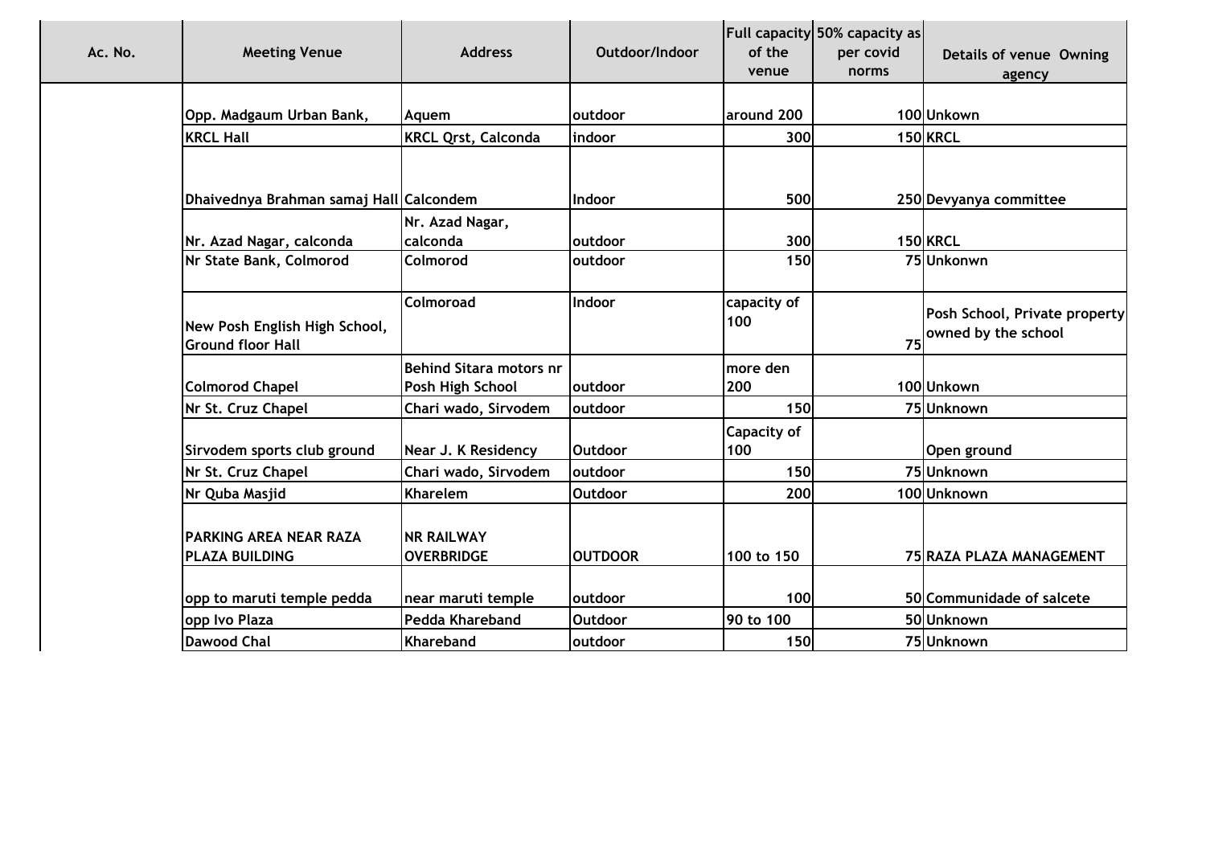| Ac. No. | Meeting Venue | Address | Outdoor/Indoor | Full capacity of the venue | 50% capacity as per covid norms | Details of venue Owning agency |
|---|---|---|---|---|---|---|
| | Opp. Madgaum Urban Bank, | Aquem | outdoor | around 200 | 100 | Unkown |
| | KRCL Hall | KRCL Qrst, Calconda | indoor | 300 | 150 | KRCL |
| | Dhaivednya Brahman samaj Hall | Calcondem | Indoor | 500 | 250 | Devyanya committee |
| | Nr. Azad Nagar, calconda | Nr. Azad Nagar, calconda | outdoor | 300 | 150 | KRCL |
| | Nr State Bank, Colmorod | Colmorod | outdoor | 150 | 75 | Unkonwn |
| | New Posh English High School, Ground floor Hall | Colmoroad | Indoor | capacity of 100 | 75 | Posh School, Private property owned by the school |
| | Colmorod Chapel | Behind Sitara motors nr Posh High School | outdoor | more den 200 | 100 | Unkown |
| | Nr St. Cruz Chapel | Chari wado, Sirvodem | outdoor | 150 | 75 | Unknown |
| | Sirvodem sports club ground | Near J. K Residency | Outdoor | Capacity of 100 | | Open ground |
| | Nr St. Cruz Chapel | Chari wado, Sirvodem | outdoor | 150 | 75 | Unknown |
| | Nr Quba Masjid | Kharelem | Outdoor | 200 | 100 | Unknown |
| | PARKING AREA NEAR RAZA PLAZA BUILDING | NR RAILWAY OVERBRIDGE | OUTDOOR | 100 to 150 | 75 | RAZA PLAZA MANAGEMENT |
| | opp to maruti temple pedda | near maruti temple | outdoor | 100 | 50 | Communidade of salcete |
| | opp Ivo Plaza | Pedda Khareband | Outdoor | 90 to 100 | 50 | Unknown |
| | Dawood Chal | Khareband | outdoor | 150 | 75 | Unknown |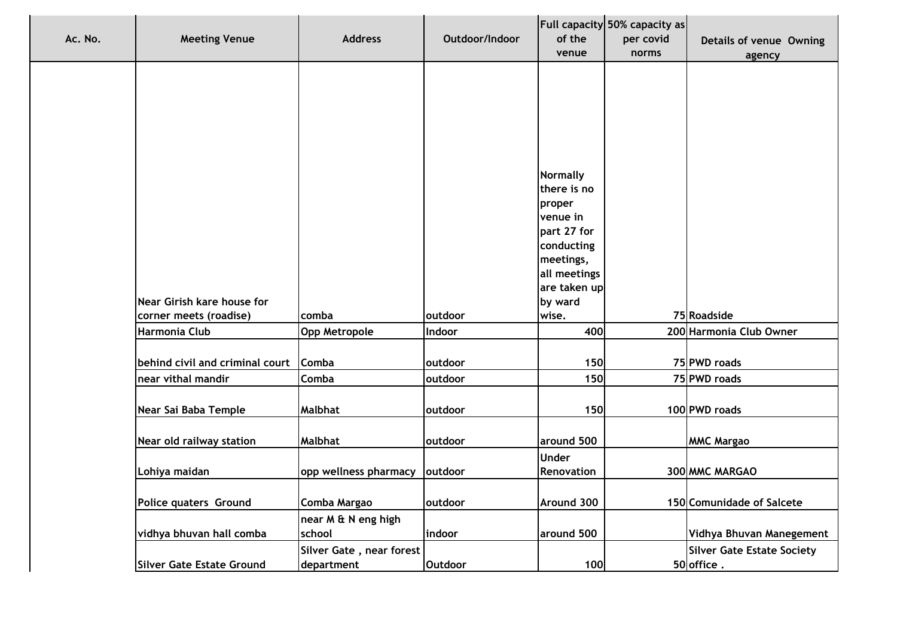| Ac. No. | Meeting Venue | Address | Outdoor/Indoor | Full capacity of the venue | 50% capacity as per covid norms | Details of venue Owning agency |
|---|---|---|---|---|---|---|
| | Near Girish kare house for corner meets (roadise) | comba | outdoor | Normally there is no proper venue in part 27 for conducting meetings, all meetings are taken up by ward wise. | 75 | Roadside |
| | Harmonia Club | Opp Metropole | Indoor | 400 | 200 | Harmonia Club Owner |
| | behind civil and criminal court | Comba | outdoor | 150 | 75 | PWD roads |
| | near vithal mandir | Comba | outdoor | 150 | 75 | PWD roads |
| | Near Sai Baba Temple | Malbhat | outdoor | 150 | 100 | PWD roads |
| | Near old railway station | Malbhat | outdoor | around 500 | | MMC Margao |
| | Lohiya maidan | opp wellness pharmacy | outdoor | Under Renovation | 300 | MMC MARGAO |
| | Police quaters Ground | Comba Margao | outdoor | Around 300 | 150 | Comunidade of Salcete |
| | vidhya bhuvan hall comba | near M & N eng high school | indoor | around 500 | | Vidhya Bhuvan Manegement |
| | Silver Gate Estate Ground | Silver Gate , near forest department | Outdoor | 100 | 50 | Silver Gate Estate Society office . |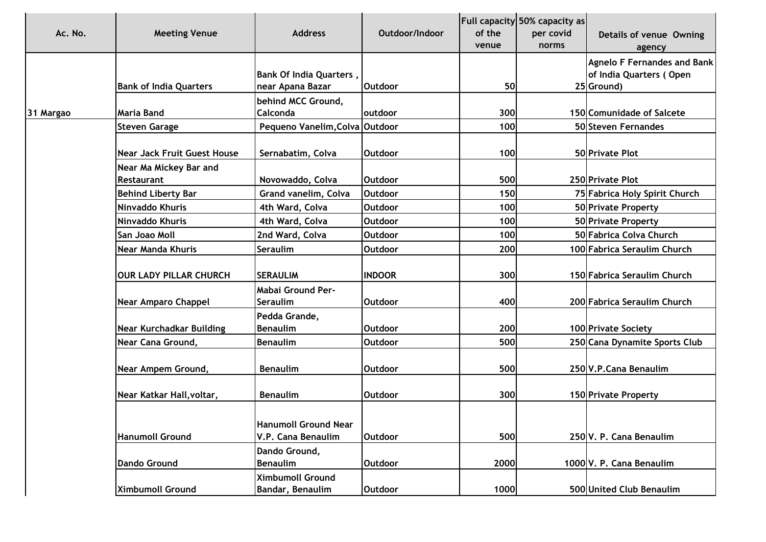| Ac. No. | Meeting Venue | Address | Outdoor/Indoor | Full capacity of the venue | 50% capacity as per covid norms | Details of venue Owning agency |
|---|---|---|---|---|---|---|
| 31 Margao | Bank of India Quarters | Bank Of India Quarters , near Apana Bazar | Outdoor | 50 | 25 | Agnelo F Fernandes and Bank of India Quarters ( Open Ground) |
| | Maria Band | behind MCC Ground, Calconda | outdoor | 300 | 150 | Comunidade of Salcete |
| | Steven Garage | Pequeno Vanelim,Colva | Outdoor | 100 | 50 | Steven Fernandes |
| | Near Jack Fruit Guest House | Sernabatim, Colva | Outdoor | 100 | 50 | Private Plot |
| | Near Ma Mickey Bar and Restaurant | Novowaddo, Colva | Outdoor | 500 | 250 | Private Plot |
| | Behind Liberty Bar | Grand vanelim, Colva | Outdoor | 150 | 75 | Fabrica Holy Spirit Church |
| | Ninvaddo Khuris | 4th Ward, Colva | Outdoor | 100 | 50 | Private Property |
| | Ninvaddo Khuris | 4th Ward, Colva | Outdoor | 100 | 50 | Private Property |
| | San Joao Moll | 2nd Ward, Colva | Outdoor | 100 | 50 | Fabrica Colva Church |
| | Near Manda Khuris | Seraulim | Outdoor | 200 | 100 | Fabrica Seraulim Church |
| | OUR LADY PILLAR CHURCH | SERAULIM | INDOOR | 300 | 150 | Fabrica Seraulim Church |
| | Near Amparo Chappel | Mabai Ground Per-Seraulim | Outdoor | 400 | 200 | Fabrica Seraulim Church |
| | Near Kurchadkar Building | Pedda Grande, Benaulim | Outdoor | 200 | 100 | Private Society |
| | Near Cana Ground, | Benaulim | Outdoor | 500 | 250 | Cana Dynamite Sports Club |
| | Near Ampem Ground, | Benaulim | Outdoor | 500 | 250 | V.P.Cana Benaulim |
| | Near Katkar Hall,voltar, | Benaulim | Outdoor | 300 | 150 | Private Property |
| | Hanumoll Ground | Hanumoll Ground Near V.P. Cana Benaulim | Outdoor | 500 | 250 | V. P. Cana Benaulim |
| | Dando Ground | Dando Ground, Benaulim | Outdoor | 2000 | 1000 | V. P. Cana Benaulim |
| | Ximbumoll Ground | Ximbumoll Ground Bandar, Benaulim | Outdoor | 1000 | 500 | United Club Benaulim |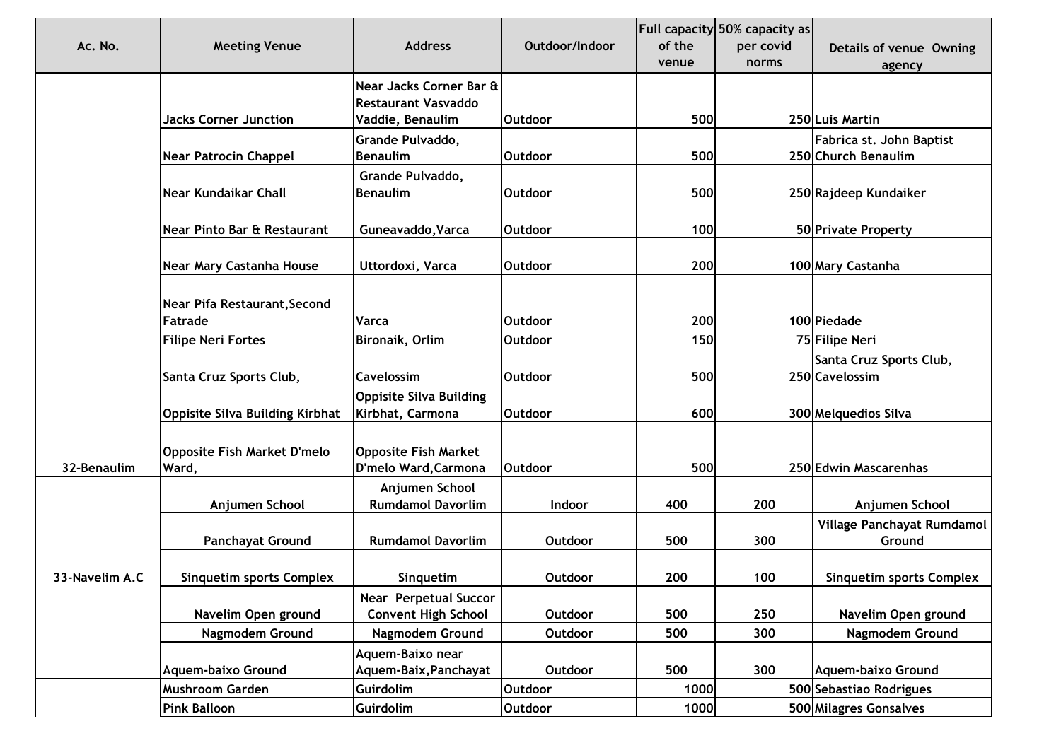| Ac. No. | Meeting Venue | Address | Outdoor/Indoor | Full capacity of the venue | 50% capacity as per covid norms | Details of venue Owning agency |
|---|---|---|---|---|---|---|
| | Jacks Corner Junction | Near Jacks Corner Bar & Restaurant Vasvaddo Vaddie, Benaulim | Outdoor | 500 | 250 | Luis Martin |
| | Near Patrocin Chappel | Grande Pulvaddo, Benaulim | Outdoor | 500 | 250 | Fabrica st. John Baptist Church Benaulim |
| | Near Kundaikar Chall | Grande Pulvaddo, Benaulim | Outdoor | 500 | 250 | Rajdeep Kundaiker |
| | Near Pinto Bar & Restaurant | Guneavaddo,Varca | Outdoor | 100 | 50 | Private Property |
| | Near Mary Castanha House | Uttordoxi, Varca | Outdoor | 200 | 100 | Mary Castanha |
| | Near Pifa Restaurant,Second Fatrade | Varca | Outdoor | 200 | 100 | Piedade |
| | Filipe Neri Fortes | Bironaik, Orlim | Outdoor | 150 | 75 | Filipe Neri |
| | Santa Cruz Sports Club, | Cavelossim | Outdoor | 500 | 250 | Santa Cruz Sports Club, Cavelossim |
| | Oppisite Silva Building Kirbhat | Oppisite Silva Building Kirbhat, Carmona | Outdoor | 600 | 300 | Melquedios Silva |
| 32-Benaulim | Opposite Fish Market D'melo Ward, | Opposite Fish Market D'melo Ward,Carmona | Outdoor | 500 | 250 | Edwin Mascarenhas |
| | Anjumen School | Anjumen School Rumdamol Davorlim | Indoor | 400 | 200 | Anjumen School |
| | Panchayat Ground | Rumdamol Davorlim | Outdoor | 500 | 300 | Village Panchayat Rumdamol Ground |
| 33-Navelim A.C | Sinquetim sports Complex | Sinquetim | Outdoor | 200 | 100 | Sinquetim sports Complex |
| | Navelim Open ground | Near Perpetual Succor Convent High School | Outdoor | 500 | 250 | Navelim Open ground |
| | Nagmodem Ground | Nagmodem Ground | Outdoor | 500 | 300 | Nagmodem Ground |
| | Aquem-baixo Ground | Aquem-Baixo near Aquem-Baix,Panchayat | Outdoor | 500 | 300 | Aquem-baixo Ground |
| | Mushroom Garden | Guirdolim | Outdoor | 1000 | 500 | Sebastiao Rodrigues |
| | Pink Balloon | Guirdolim | Outdoor | 1000 | 500 | Milagres Gonsalves |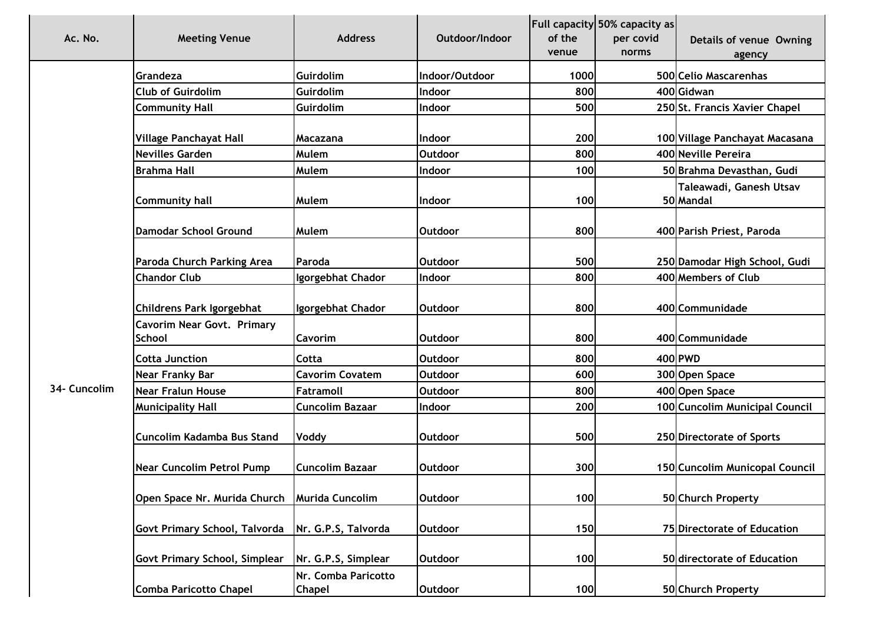| Ac. No. | Meeting Venue | Address | Outdoor/Indoor | Full capacity of the venue | 50% capacity as per covid norms | Details of venue Owning agency |
|---|---|---|---|---|---|---|
| 34- Cuncolim | Grandeza | Guirdolim | Indoor/Outdoor | 1000 | 500 | Celio Mascarenhas |
| | Club of Guirdolim | Guirdolim | Indoor | 800 | 400 | Gidwan |
| | Community Hall | Guirdolim | Indoor | 500 | 250 | St. Francis Xavier Chapel |
| | Village Panchayat Hall | Macazana | Indoor | 200 | 100 | Village Panchayat Macasana |
| | Nevilles Garden | Mulem | Outdoor | 800 | 400 | Neville Pereira |
| | Brahma Hall | Mulem | Indoor | 100 | 50 | Brahma Devasthan, Gudi |
| | Community hall | Mulem | Indoor | 100 | 50 | Taleawadi, Ganesh Utsav Mandal |
| | Damodar School Ground | Mulem | Outdoor | 800 | 400 | Parish Priest, Paroda |
| | Paroda Church Parking Area | Paroda | Outdoor | 500 | 250 | Damodar High School, Gudi |
| | Chandor Club | Igorgebhat Chador | Indoor | 800 | 400 | Members of Club |
| | Childrens Park Igorgebhat | Igorgebhat Chador | Outdoor | 800 | 400 | Communidade |
| | Cavorim Near Govt. Primary School | Cavorim | Outdoor | 800 | 400 | Communidade |
| | Cotta Junction | Cotta | Outdoor | 800 | 400 | PWD |
| | Near Franky Bar | Cavorim Covatem | Outdoor | 600 | 300 | Open Space |
| | Near Fralun House | Fatramoll | Outdoor | 800 | 400 | Open Space |
| | Municipality Hall | Cuncolim Bazaar | Indoor | 200 | 100 | Cuncolim Municipal Council |
| | Cuncolim Kadamba Bus Stand | Voddy | Outdoor | 500 | 250 | Directorate of Sports |
| | Near Cuncolim Petrol Pump | Cuncolim Bazaar | Outdoor | 300 | 150 | Cuncolim Municopal Council |
| | Open Space Nr. Murida Church | Murida Cuncolim | Outdoor | 100 | 50 | Church Property |
| | Govt Primary School, Talvorda | Nr. G.P.S, Talvorda | Outdoor | 150 | 75 | Directorate of Education |
| | Govt Primary School, Simplear | Nr. G.P.S, Simplear | Outdoor | 100 | 50 | directorate of Education |
| | Comba Paricotto Chapel | Nr. Comba Paricotto Chapel | Outdoor | 100 | 50 | Church Property |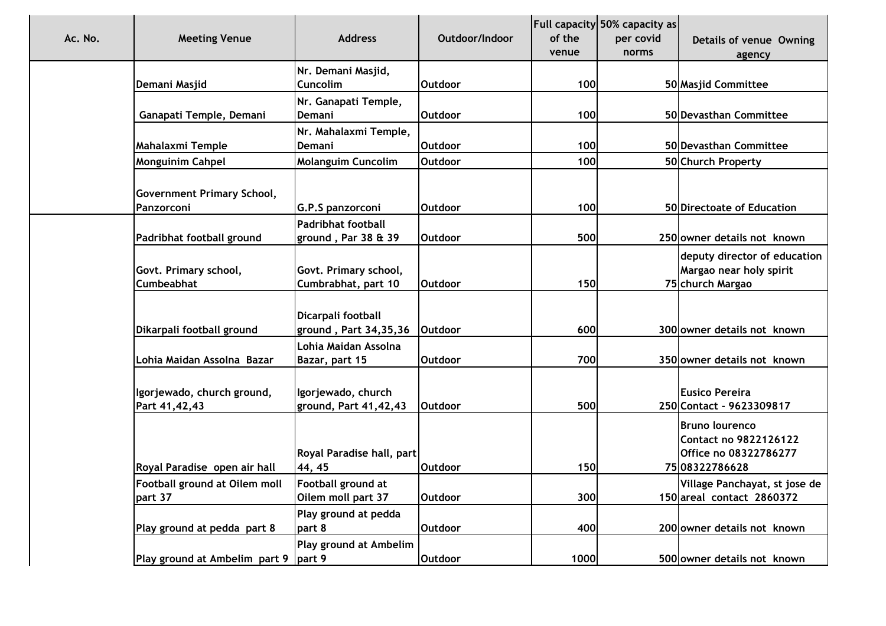| Ac. No. | Meeting Venue | Address | Outdoor/Indoor | Full capacity of the venue | 50% capacity as per covid norms | Details of venue Owning agency |
|---|---|---|---|---|---|---|
| | Demani Masjid | Nr. Demani Masjid, Cuncolim | Outdoor | 100 | 50 | Masjid Committee |
| | Ganapati Temple, Demani | Nr. Ganapati Temple, Demani | Outdoor | 100 | 50 | Devasthan Committee |
| | Mahalaxmi Temple | Nr. Mahalaxmi Temple, Demani | Outdoor | 100 | 50 | Devasthan Committee |
| | Monguinim Cahpel | Molanguim Cuncolim | Outdoor | 100 | 50 | Church Property |
| | Government Primary School, Panzorconi | G.P.S panzorconi | Outdoor | 100 | 50 | Directoate of Education |
| | Padribhat football ground | Padribhat football ground , Par 38 & 39 | Outdoor | 500 | 250 | owner details not known |
| | Govt. Primary school, Cumbeabhat | Govt. Primary school, Cumbrabhat, part 10 | Outdoor | 150 | 75 | deputy director of education Margao near holy spirit church Margao |
| | Dikarpali football ground | Dicarpali football ground , Part 34,35,36 | Outdoor | 600 | 300 | owner details not known |
| | Lohia Maidan Assolna Bazar | Lohia Maidan Assolna Bazar, part 15 | Outdoor | 700 | 350 | owner details not known |
| | Igorjewado, church ground, Part 41,42,43 | Igorjewado, church ground, Part 41,42,43 | Outdoor | 500 | 250 | Eusico Pereira Contact - 9623309817 |
| | Royal Paradise open air hall | Royal Paradise hall, part 44, 45 | Outdoor | 150 | 75 | Bruno lourenco Contact no 9822126122 Office no 08322786277 08322786628 |
| | Football ground at Oilem moll part 37 | Football ground at Oilem moll part 37 | Outdoor | 300 | 150 | Village Panchayat, st jose de areal contact 2860372 |
| | Play ground at pedda part 8 | Play ground at pedda part 8 | Outdoor | 400 | 200 | owner details not known |
| | Play ground at Ambelim part 9 | Play ground at Ambelim part 9 | Outdoor | 1000 | 500 | owner details not known |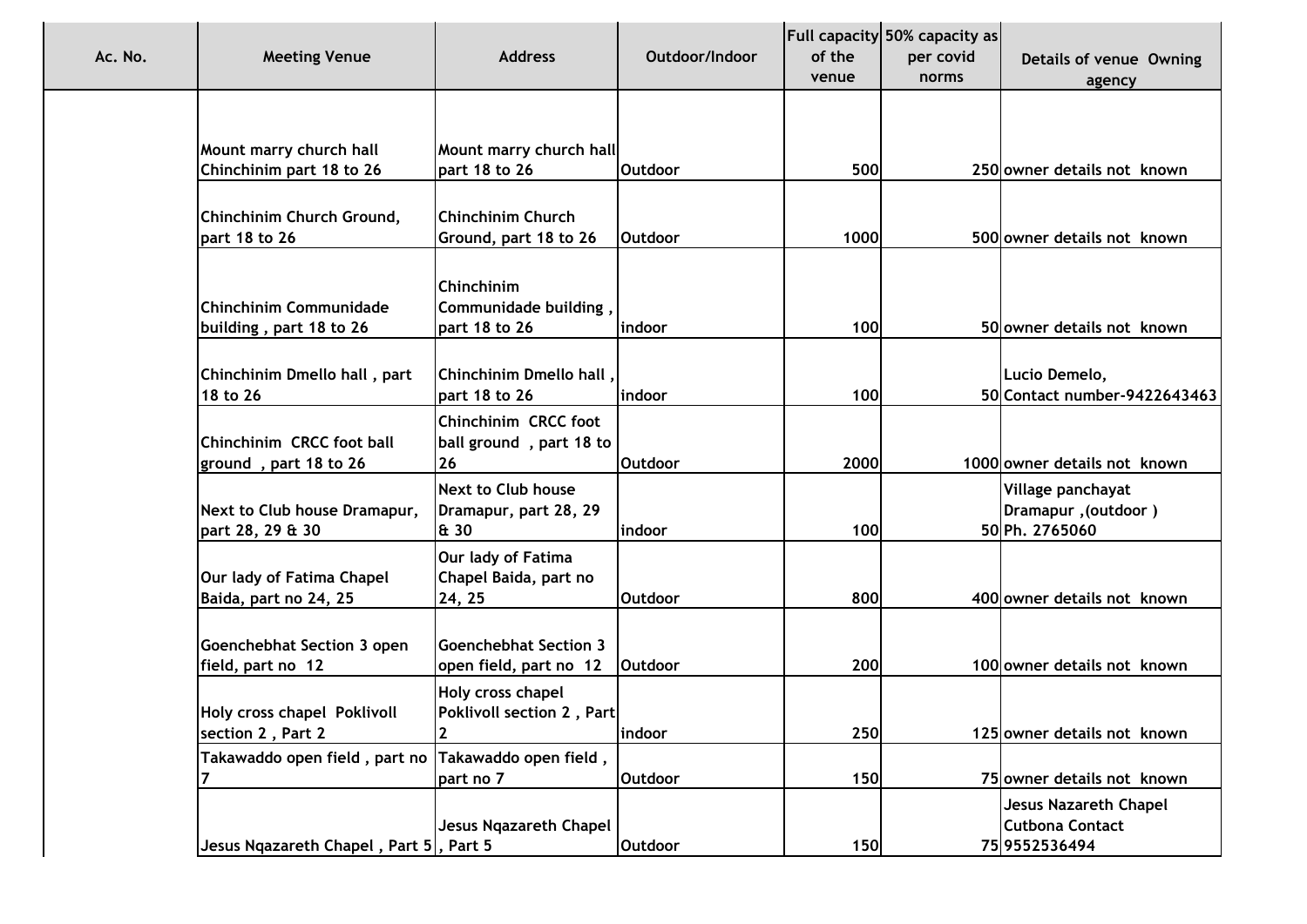| Ac. No. | Meeting Venue | Address | Outdoor/Indoor | Full capacity of the venue | 50% capacity as per covid norms | Details of venue Owning agency |
|---|---|---|---|---|---|---|
| | Mount marry church hall Chinchinim part 18 to 26 | Mount marry church hall part 18 to 26 | Outdoor | 500 | 250 | owner details not known |
| | Chinchinim Church Ground, part 18 to 26 | Chinchinim Church Ground, part 18 to 26 | Outdoor | 1000 | 500 | owner details not known |
| | Chinchinim Communidade building , part 18 to 26 | Chinchinim Communidade building , part 18 to 26 | indoor | 100 | 50 | owner details not known |
| | Chinchinim Dmello hall , part 18 to 26 | Chinchinim Dmello hall , part 18 to 26 | indoor | 100 | 50 | Lucio Demelo, Contact number-9422643463 |
| | Chinchinim CRCC foot ball ground , part 18 to 26 | Chinchinim CRCC foot ball ground , part 18 to 26 | Outdoor | 2000 | 1000 | owner details not known |
| | Next to Club house Dramapur, part 28, 29 & 30 | Next to Club house Dramapur, part 28, 29 & 30 | indoor | 100 | 50 | Village panchayat Dramapur ,(outdoor ) Ph. 2765060 |
| | Our lady of Fatima Chapel Baida, part no 24, 25 | Our lady of Fatima Chapel Baida, part no 24, 25 | Outdoor | 800 | 400 | owner details not known |
| | Goenchebhat Section 3 open field, part no 12 | Goenchebhat Section 3 open field, part no 12 | Outdoor | 200 | 100 | owner details not known |
| | Holy cross chapel Poklivoll section 2 , Part 2 | Holy cross chapel Poklivoll section 2 , Part 2 | indoor | 250 | 125 | owner details not known |
| | Takawaddo open field , part no 7 | Takawaddo open field , part no 7 | Outdoor | 150 | 75 | owner details not known |
| | Jesus Nqazareth Chapel , Part 5 | Jesus Nqazareth Chapel , Part 5 | Outdoor | 150 | 75 | Jesus Nazareth Chapel Cutbona Contact 9552536494 |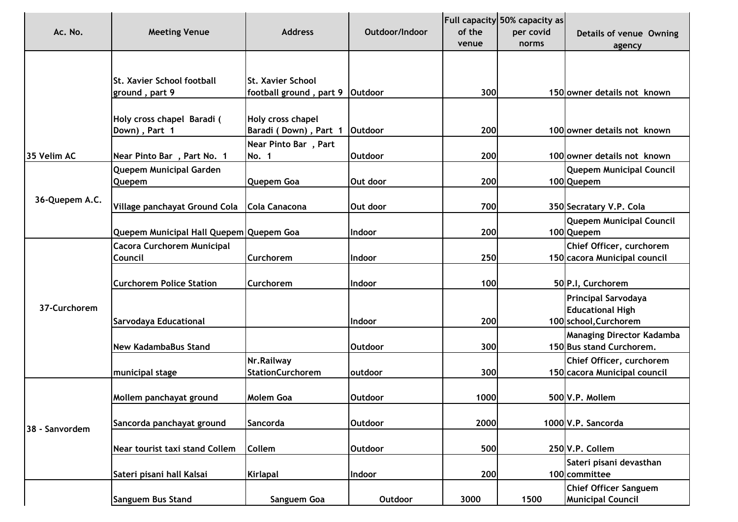| Ac. No. | Meeting Venue | Address | Outdoor/Indoor | Full capacity of the venue | 50% capacity as per covid norms | Details of venue Owning agency |
|---|---|---|---|---|---|---|
| 35 Velim AC | St. Xavier School football ground , part 9 | St. Xavier School football ground , part 9 | Outdoor | 300 | 150 | owner details not known |
| | Holy cross chapel Baradi ( Down) , Part 1 | Holy cross chapel Baradi ( Down) , Part 1 | Outdoor | 200 | 100 | owner details not known |
| | Near Pinto Bar , Part No. 1 | Near Pinto Bar , Part No. 1 | Outdoor | 200 | 100 | owner details not known |
| 36-Quepem A.C. | Quepem Municipal Garden Quepem | Quepem Goa | Out door | 200 | 100 | Quepem Municipal Council Quepem |
| | Village panchayat Ground Cola | Cola Canacona | Out door | 700 | 350 | Secratary V.P. Cola |
| | Quepem Municipal Hall Quepem | Quepem Goa | Indoor | 200 | 100 | Quepem Municipal Council Quepem |
| 37-Curchorem | Cacora Curchorem Municipal Council | Curchorem | Indoor | 250 | 150 | Chief Officer, curchorem cacora Municipal council |
| | Curchorem Police Station | Curchorem | Indoor | 100 | 50 | P.I, Curchorem |
| | Sarvodaya Educational | | Indoor | 200 | 100 | Principal Sarvodaya Educational High school,Curchorem |
| | New KadambaBus Stand | | Outdoor | 300 | 150 | Managing Director Kadamba Bus stand Curchorem. |
| | municipal stage | Nr.Railway StationCurchorem | outdoor | 300 | 150 | Chief Officer, curchorem cacora Municipal council |
| 38 - Sanvordem | Mollem panchayat ground | Molem Goa | Outdoor | 1000 | 500 | V.P. Mollem |
| | Sancorda panchayat ground | Sancorda | Outdoor | 2000 | 1000 | V.P. Sancorda |
| | Near tourist taxi stand Collem | Collem | Outdoor | 500 | 250 | V.P. Collem |
| | Sateri pisani hall Kalsai | Kirlapal | Indoor | 200 | 100 | Sateri pisani devasthan committee |
| | Sanguem Bus Stand | Sanguem Goa | Outdoor | 3000 | 1500 | Chief Officer Sanguem Municipal Council |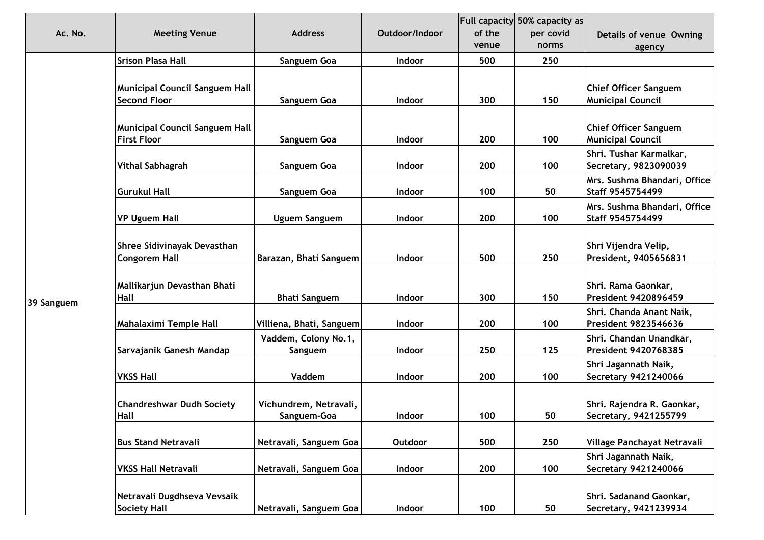| Ac. No. | Meeting Venue | Address | Outdoor/Indoor | Full capacity of the venue | 50% capacity as per covid norms | Details of venue Owning agency |
|---|---|---|---|---|---|---|
| 39 Sanguem | Srison Plasa Hall | Sanguem Goa | Indoor | 500 | 250 | |
| | Municipal Council Sanguem Hall Second Floor | Sanguem Goa | Indoor | 300 | 150 | Chief Officer Sanguem Municipal Council |
| | Municipal Council Sanguem Hall First Floor | Sanguem Goa | Indoor | 200 | 100 | Chief Officer Sanguem Municipal Council |
| | Vithal Sabhagrah | Sanguem Goa | Indoor | 200 | 100 | Shri. Tushar Karmalkar, Secretary, 9823090039 |
| | Gurukul Hall | Sanguem Goa | Indoor | 100 | 50 | Mrs. Sushma Bhandari, Office Staff 9545754499 |
| | VP Uguem Hall | Uguem Sanguem | Indoor | 200 | 100 | Mrs. Sushma Bhandari, Office Staff 9545754499 |
| | Shree Sidivinayak Devasthan Congorem Hall | Barazan, Bhati Sanguem | Indoor | 500 | 250 | Shri Vijendra Velip, President, 9405656831 |
| | Mallikarjun Devasthan Bhati Hall | Bhati Sanguem | Indoor | 300 | 150 | Shri. Rama Gaonkar, President 9420896459 |
| | Mahalaximi Temple Hall | Villiena, Bhati, Sanguem | Indoor | 200 | 100 | Shri. Chanda Anant Naik, President 9823546636 |
| | Sarvajanik Ganesh Mandap | Vaddem, Colony No.1, Sanguem | Indoor | 250 | 125 | Shri. Chandan Unandkar, President 9420768385 |
| | VKSS Hall | Vaddem | Indoor | 200 | 100 | Shri Jagannath Naik, Secretary 9421240066 |
| | Chandreshwar Dudh Society Hall | Vichundrem, Netravali, Sanguem-Goa | Indoor | 100 | 50 | Shri. Rajendra R. Gaonkar, Secretary, 9421255799 |
| | Bus Stand Netravali | Netravali, Sanguem Goa | Outdoor | 500 | 250 | Village Panchayat Netravali |
| | VKSS Hall Netravali | Netravali, Sanguem Goa | Indoor | 200 | 100 | Shri Jagannath Naik, Secretary 9421240066 |
| | Netravali Dugdhseva Vevsaik Society Hall | Netravali, Sanguem Goa | Indoor | 100 | 50 | Shri. Sadanand Gaonkar, Secretary, 9421239934 |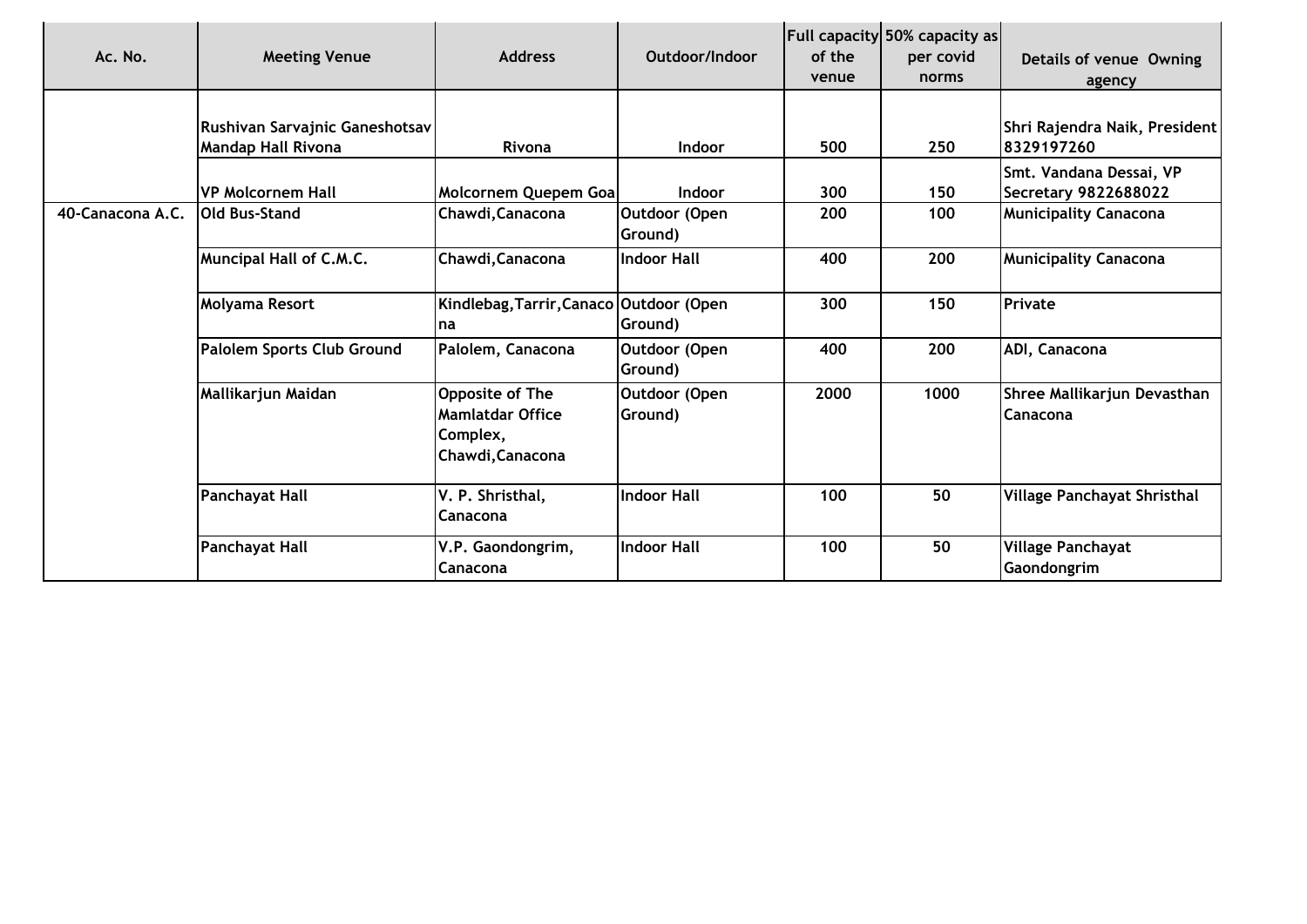| Ac. No. | Meeting Venue | Address | Outdoor/Indoor | Full capacity of the venue | 50% capacity as per covid norms | Details of venue Owning agency |
|---|---|---|---|---|---|---|
| | Rushivan Sarvajnic Ganeshotsav Mandap Hall Rivona | Rivona | Indoor | 500 | 250 | Shri Rajendra Naik, President 8329197260 |
| | VP Molcornem Hall | Molcornem Quepem Goa | Indoor | 300 | 150 | Smt. Vandana Dessai, VP Secretary 9822688022 |
| 40-Canacona A.C. | Old Bus-Stand | Chawdi,Canacona | Outdoor (Open Ground) | 200 | 100 | Municipality Canacona |
| | Muncipal Hall of C.M.C. | Chawdi,Canacona | Indoor Hall | 400 | 200 | Municipality Canacona |
| | Molyama Resort | Kindlebag,Tarrir,Canacona | Outdoor (Open Ground) | 300 | 150 | Private |
| | Palolem Sports Club Ground | Palolem, Canacona | Outdoor (Open Ground) | 400 | 200 | ADI, Canacona |
| | Mallikarjun Maidan | Opposite of The Mamlatdar Office Complex, Chawdi,Canacona | Outdoor (Open Ground) | 2000 | 1000 | Shree Mallikarjun Devasthan Canacona |
| | Panchayat Hall | V. P. Shristhal, Canacona | Indoor Hall | 100 | 50 | Village Panchayat Shristhal |
| | Panchayat Hall | V.P. Gaondongrim, Canacona | Indoor Hall | 100 | 50 | Village Panchayat Gaondongrim |